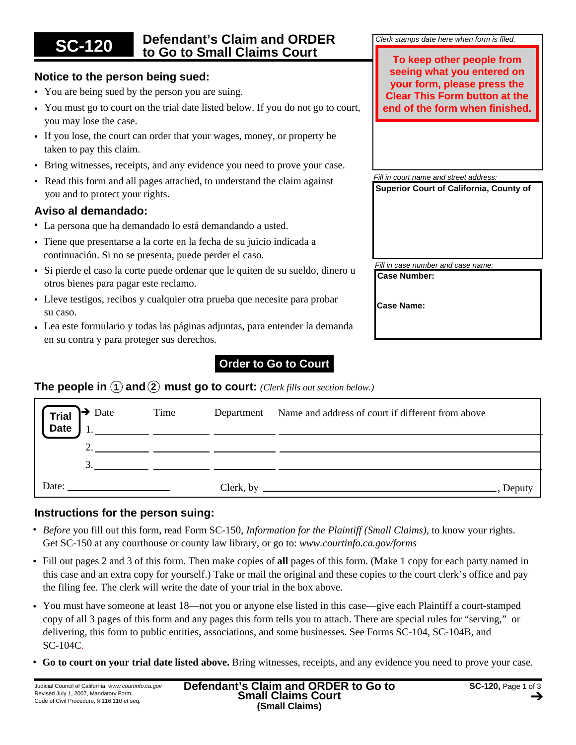# SC-120 Defendant's Claim and ORDER to Go to Small Claims Court

*Clerk stamps date here when form is filed.*

**To keep other people from seeing what you entered on your form, please press the Clear This Form button at the end of the form when finished.**

*Fill in court name and street address:*

**Superior Court of California, County of**

*Fill in case number and case name:*

**Case Number:**

**Case Name:**

## Notice to the person being sued:

- You are being sued by the person you are suing.
- You must go to court on the trial date listed below. If you do not go to court, you may lose the case.
- If you lose, the court can order that your wages, money, or property be taken to pay this claim.
- Bring witnesses, receipts, and any evidence you need to prove your case.
- Read this form and all pages attached, to understand the claim against you and to protect your rights.

## Aviso al demandado:

- La persona que ha demandado lo está demandando a usted.
- Tiene que presentarse a la corte en la fecha de su juicio indicada a continuación. Si no se presenta, puede perder el caso.
- Si pierde el caso la corte puede ordenar que le quiten de su sueldo, dinero u otros bienes para pagar este reclamo.
- Lleve testigos, recibos y cualquier otra prueba que necesite para probar su caso.
- Lea este formulario y todas las páginas adjuntas, para entender la demanda en su contra y para proteger sus derechos.

## Order to Go to Court

**The people in ① and ② must go to court:** *(Clerk fills out section below.)*

| Trial Date | Date | Time | Department | Name and address of court if different from above |
|---|---|---|---|---|
| 1. | | | | |
| 2. | | | | |
| 3. | | | | |

Date: ____________________ Clerk, by ________________________________, Deputy

## Instructions for the person suing:

- *Before* you fill out this form, read Form SC-150, *Information for the Plaintiff (Small Claims)*, to know your rights. Get SC-150 at any courthouse or county law library, or go to: *www.courtinfo.ca.gov/forms*
- Fill out pages 2 and 3 of this form. Then make copies of **all** pages of this form. (Make 1 copy for each party named in this case and an extra copy for yourself.) Take or mail the original and these copies to the court clerk's office and pay the filing fee. The clerk will write the date of your trial in the box above.
- You must have someone at least 18—not you or anyone else listed in this case—give each Plaintiff a court-stamped copy of all 3 pages of this form and any pages this form tells you to attach. There are special rules for "serving," or delivering, this form to public entities, associations, and some businesses. See Forms SC-104, SC-104B, and SC-104C.
- **Go to court on your trial date listed above.** Bring witnesses, receipts, and any evidence you need to prove your case.

Judicial Council of California, *www.courtinfo.ca.gov*
Revised July 1, 2007, Mandatory Form
Code of Civil Procedure, § 116.110 et seq.

**Defendant's Claim and ORDER to Go to Small Claims Court (Small Claims)**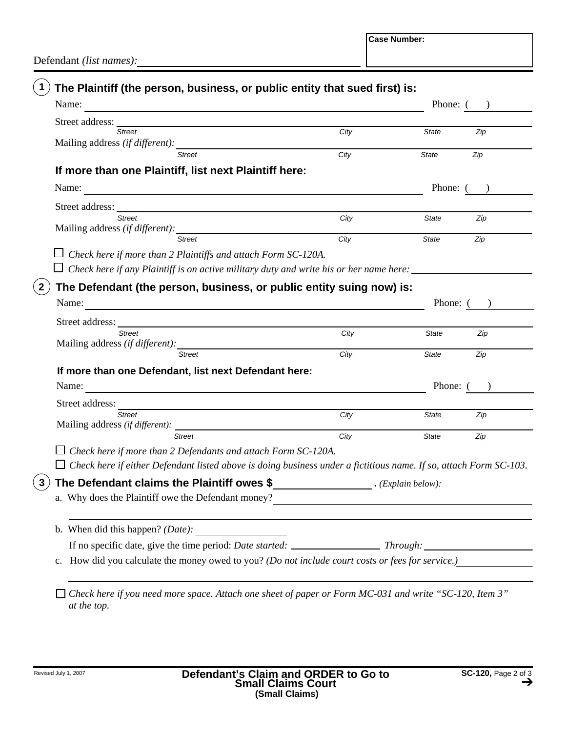Defendant *(list names)*: ______________________

**Case Number:**

## 1 The Plaintiff (the person, business, or public entity that sued first) is:

Name: ______________________ Phone: ( )

Street address: ______________________
*Street* *City* *State* *Zip*

Mailing address *(if different)*: ______________________
*Street* *City* *State* *Zip*

### If more than one Plaintiff, list next Plaintiff here:

Name: ______________________ Phone: ( )

Street address: ______________________
*Street* *City* *State* *Zip*

Mailing address *(if different)*: ______________________
*Street* *City* *State* *Zip*

☐ *Check here if more than 2 Plaintiffs and attach Form SC-120A.*

☐ *Check here if any Plaintiff is on active military duty and write his or her name here:* ______________________

## 2 The Defendant (the person, business, or public entity suing now) is:

Name: ______________________ Phone: ( )

Street address: ______________________
*Street* *City* *State* *Zip*

Mailing address *(if different)*: ______________________
*Street* *City* *State* *Zip*

### If more than one Defendant, list next Defendant here:

Name: ______________________ Phone: ( )

Street address: ______________________
*Street* *City* *State* *Zip*

Mailing address *(if different)*: ______________________
*Street* *City* *State* *Zip*

☐ *Check here if more than 2 Defendants and attach Form SC-120A.*

☐ *Check here if either Defendant listed above is doing business under a fictitious name. If so, attach Form SC-103.*

## 3 The Defendant claims the Plaintiff owes $______________________. *(Explain below):*

a. Why does the Plaintiff owe the Defendant money? ______________________

b. When did this happen? *(Date):* ______________________

If no specific date, give the time period: *Date started:* ______________ *Through:* ______________

c. How did you calculate the money owed to you? *(Do not include court costs or fees for service.)* ______________________

☐ *Check here if you need more space. Attach one sheet of paper or Form MC-031 and write "SC-120, Item 3" at the top.*

Revised July 1, 2007

**Defendant's Claim and ORDER to Go to Small Claims Court (Small Claims)**

**SC-120,**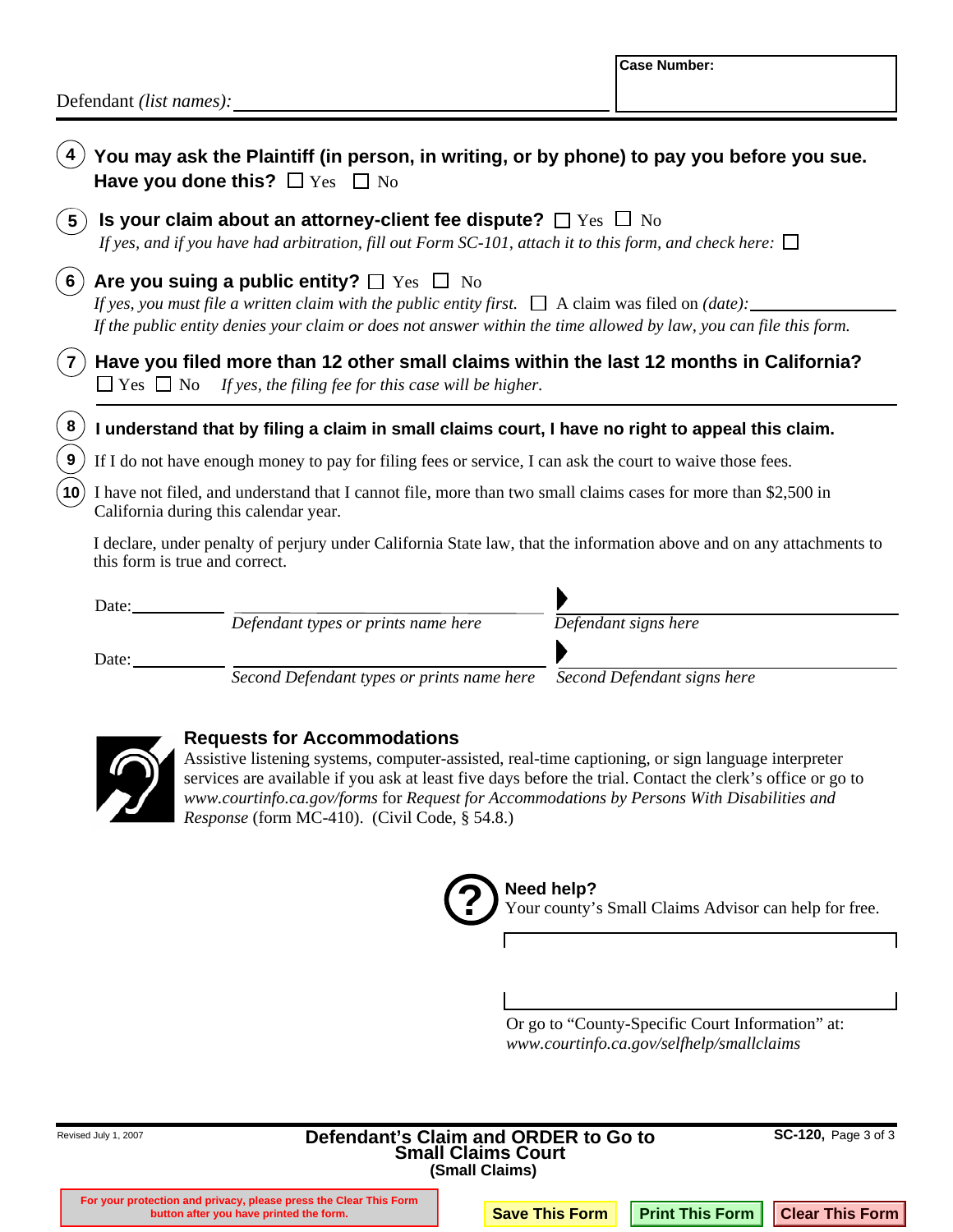Defendant *(list names)*: ______________________ | **Case Number:**

**4** **You may ask the Plaintiff (in person, in writing, or by phone) to pay you before you sue. Have you done this?** ☐ Yes ☐ No

**5** **Is your claim about an attorney-client fee dispute?** ☐ Yes ☐ No
*If yes, and if you have had arbitration, fill out Form SC-101, attach it to this form, and check here:* ☐

**6** **Are you suing a public entity?** ☐ Yes ☐ No
*If yes, you must file a written claim with the public entity first.* ☐ A claim was filed on *(date)*: ______________
*If the public entity denies your claim or does not answer within the time allowed by law, you can file this form.*

**7** **Have you filed more than 12 other small claims within the last 12 months in California?**
☐ Yes ☐ No *If yes, the filing fee for this case will be higher.*

**8** **I understand that by filing a claim in small claims court, I have no right to appeal this claim.**

**9** If I do not have enough money to pay for filing fees or service, I can ask the court to waive those fees.

**10** I have not filed, and understand that I cannot file, more than two small claims cases for more than $2,500 in California during this calendar year.

I declare, under penalty of perjury under California State law, that the information above and on any attachments to this form is true and correct.

Date: __________ ______________________ ▶ ______________________
*Defendant types or prints name here* *Defendant signs here*

Date: __________ ______________________ ▶ ______________________
*Second Defendant types or prints name here* *Second Defendant signs here*

### Requests for Accommodations

Assistive listening systems, computer-assisted, real-time captioning, or sign language interpreter services are available if you ask at least five days before the trial. Contact the clerk's office or go to *www.courtinfo.ca.gov/forms* for *Request for Accommodations by Persons With Disabilities and Response* (form MC-410). (Civil Code, § 54.8.)

### Need help?

Your county's Small Claims Advisor can help for free.

Or go to "County-Specific Court Information" at:
*www.courtinfo.ca.gov/selfhelp/smallclaims*

Revised July 1, 2007

**Defendant's Claim and ORDER to Go to Small Claims Court (Small Claims)**

**SC-120,** Page 3 of 3

For your protection and privacy, please press the Clear This Form button after you have printed the form.

Save This Form | Print This Form | Clear This Form